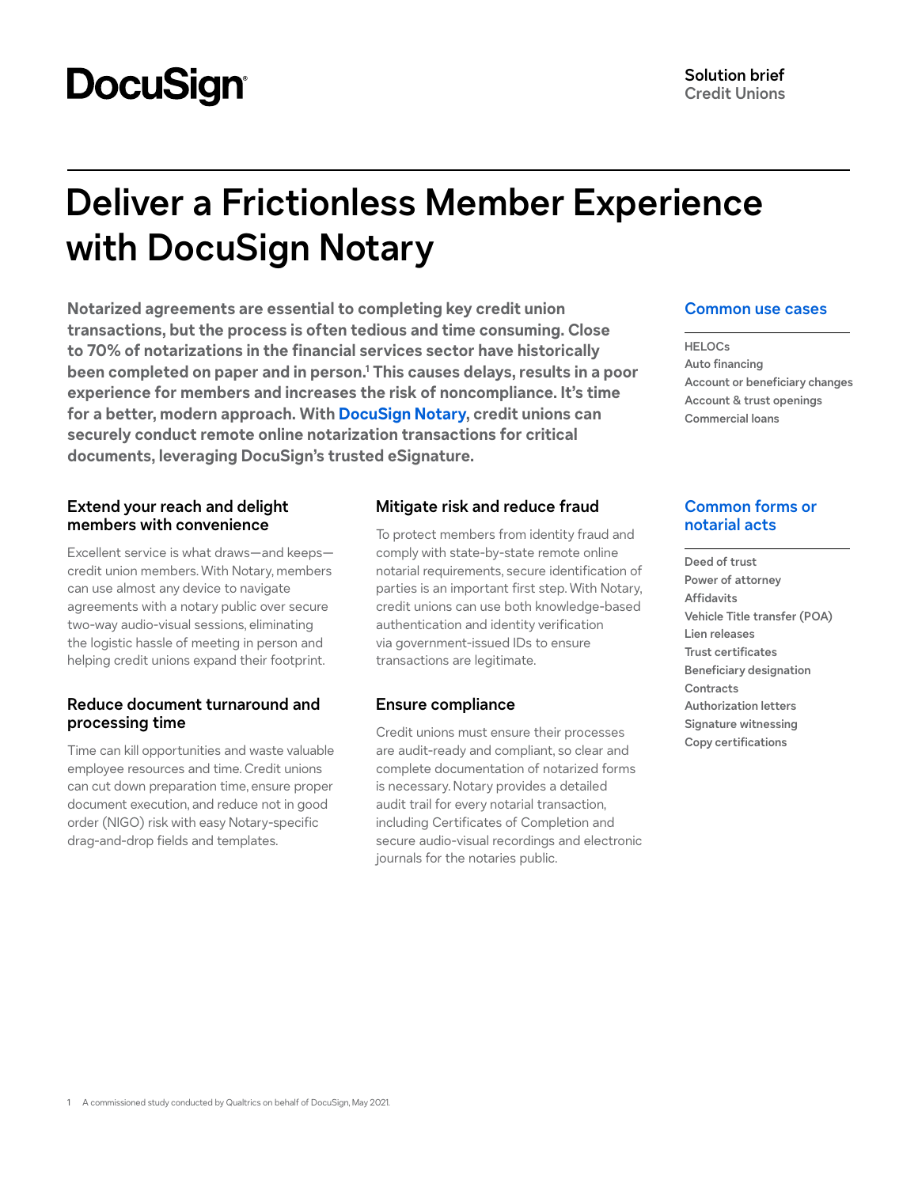DocuSign

**Solution brief**
Credit Unions

# Deliver a Frictionless Member Experience with DocuSign Notary

**Notarized agreements are essential to completing key credit union transactions, but the process is often tedious and time consuming. Close to 70% of notarizations in the financial services sector have historically been completed on paper and in person.[1] This causes delays, results in a poor experience for members and increases the risk of noncompliance. It's time for a better, modern approach. With DocuSign Notary, credit unions can securely conduct remote online notarization transactions for critical documents, leveraging DocuSign's trusted eSignature.**

### Extend your reach and delight members with convenience

Excellent service is what draws—and keeps—credit union members. With Notary, members can use almost any device to navigate agreements with a notary public over secure two-way audio-visual sessions, eliminating the logistic hassle of meeting in person and helping credit unions expand their footprint.

### Reduce document turnaround and processing time

Time can kill opportunities and waste valuable employee resources and time. Credit unions can cut down preparation time, ensure proper document execution, and reduce not in good order (NIGO) risk with easy Notary-specific drag-and-drop fields and templates.

### Mitigate risk and reduce fraud

To protect members from identity fraud and comply with state-by-state remote online notarial requirements, secure identification of parties is an important first step. With Notary, credit unions can use both knowledge-based authentication and identity verification via government-issued IDs to ensure transactions are legitimate.

### Ensure compliance

Credit unions must ensure their processes are audit-ready and compliant, so clear and complete documentation of notarized forms is necessary. Notary provides a detailed audit trail for every notarial transaction, including Certificates of Completion and secure audio-visual recordings and electronic journals for the notaries public.

### Common use cases

- HELOCs
- Auto financing
- Account or beneficiary changes
- Account & trust openings
- Commercial loans

### Common forms or notarial acts

- Deed of trust
- Power of attorney
- Affidavits
- Vehicle Title transfer (POA)
- Lien releases
- Trust certificates
- Beneficiary designation
- Contracts
- Authorization letters
- Signature witnessing
- Copy certifications

1 A commissioned study conducted by Qualtrics on behalf of DocuSign, May 2021.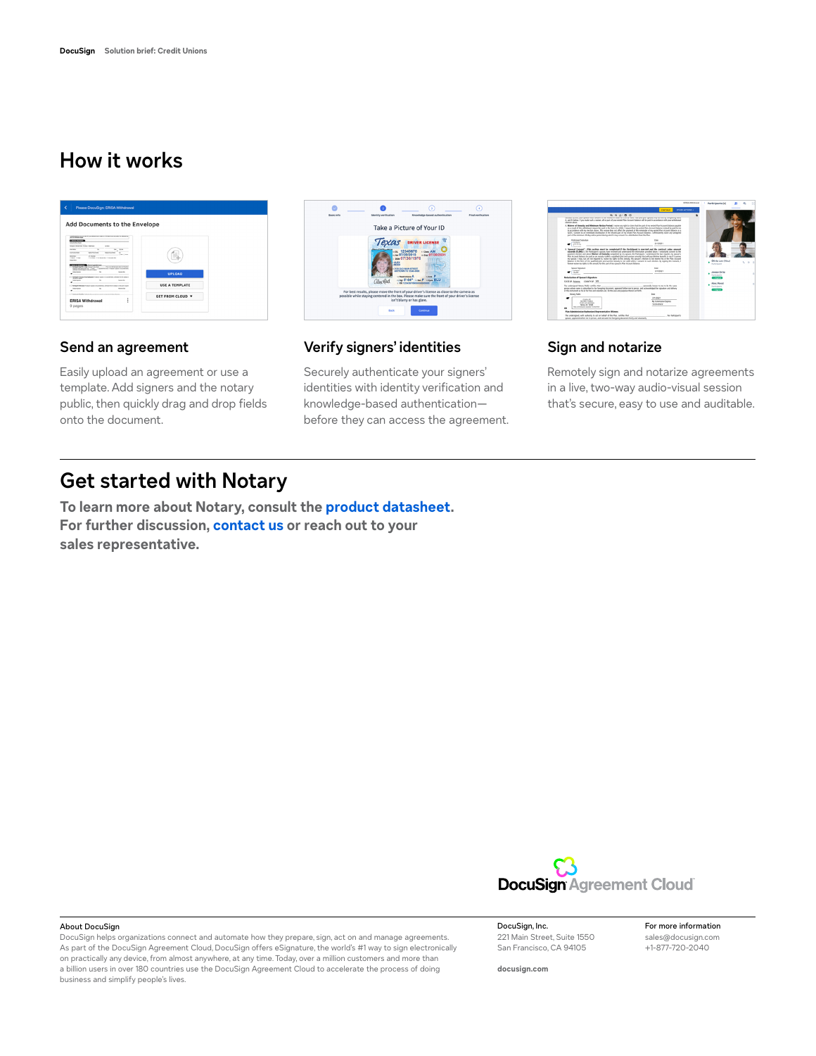# How it works

### Send an agreement

Easily upload an agreement or use a template. Add signers and the notary public, then quickly drag and drop fields onto the document.

### Verify signers' identities

Securely authenticate your signers' identities with identity verification and knowledge-based authentication—before they can access the agreement.

### Sign and notarize

Remotely sign and notarize agreements in a live, two-way audio-visual session that's secure, easy to use and auditable.

## Get started with Notary

**To learn more about Notary, consult the product datasheet. For further discussion, contact us or reach out to your sales representative.**

DocuSign Agreement Cloud

**About DocuSign**

DocuSign helps organizations connect and automate how they prepare, sign, act on and manage agreements. As part of the DocuSign Agreement Cloud, DocuSign offers eSignature, the world's #1 way to sign electronically on practically any device, from almost anywhere, at any time. Today, over a million customers and more than a billion users in over 180 countries use the DocuSign Agreement Cloud to accelerate the process of doing business and simplify people's lives.

**DocuSign, Inc.**
221 Main Street, Suite 1550
San Francisco, CA 94105

**docusign.com**

**For more information**
sales@docusign.com
+1-877-720-2040